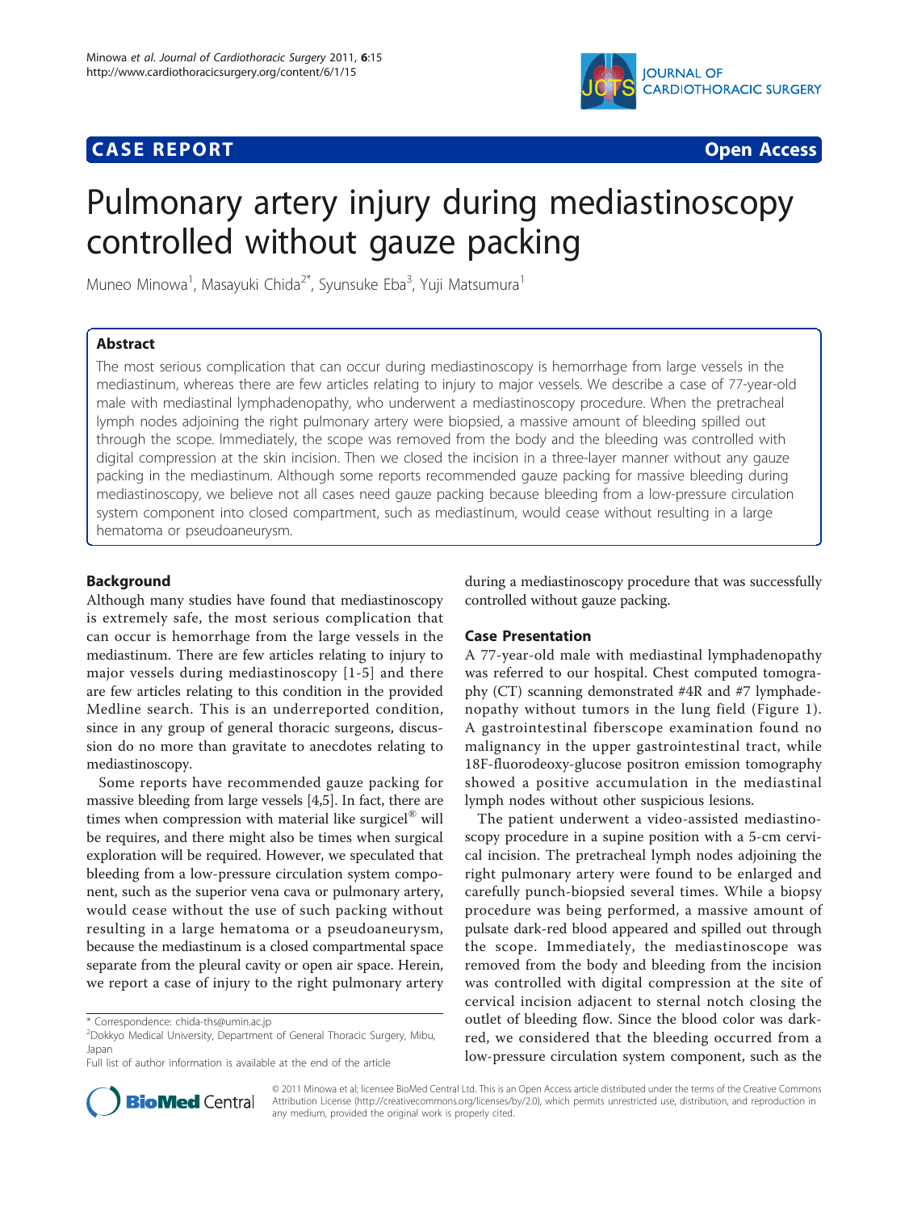**CASE REPORT** **Open Access**

# Pulmonary artery injury during mediastinoscopy controlled without gauze packing

Muneo Minowa[1], Masayuki Chida[2*], Syunsuke Eba[3], Yuji Matsumura[1]

## Abstract

The most serious complication that can occur during mediastinoscopy is hemorrhage from large vessels in the mediastinum, whereas there are few articles relating to injury to major vessels. We describe a case of 77-year-old male with mediastinal lymphadenopathy, who underwent a mediastinoscopy procedure. When the pretracheal lymph nodes adjoining the right pulmonary artery were biopsied, a massive amount of bleeding spilled out through the scope. Immediately, the scope was removed from the body and the bleeding was controlled with digital compression at the skin incision. Then we closed the incision in a three-layer manner without any gauze packing in the mediastinum. Although some reports recommended gauze packing for massive bleeding during mediastinoscopy, we believe not all cases need gauze packing because bleeding from a low-pressure circulation system component into closed compartment, such as mediastinum, would cease without resulting in a large hematoma or pseudoaneurysm.

## Background

Although many studies have found that mediastinoscopy is extremely safe, the most serious complication that can occur is hemorrhage from the large vessels in the mediastinum. There are few articles relating to injury to major vessels during mediastinoscopy [1-5] and there are few articles relating to this condition in the provided Medline search. This is an underreported condition, since in any group of general thoracic surgeons, discussion do no more than gravitate to anecdotes relating to mediastinoscopy.

Some reports have recommended gauze packing for massive bleeding from large vessels [4,5]. In fact, there are times when compression with material like surgicel® will be requires, and there might also be times when surgical exploration will be required. However, we speculated that bleeding from a low-pressure circulation system component, such as the superior vena cava or pulmonary artery, would cease without the use of such packing without resulting in a large hematoma or a pseudoaneurysm, because the mediastinum is a closed compartmental space separate from the pleural cavity or open air space. Herein, we report a case of injury to the right pulmonary artery during a mediastinoscopy procedure that was successfully controlled without gauze packing.

## Case Presentation

A 77-year-old male with mediastinal lymphadenopathy was referred to our hospital. Chest computed tomography (CT) scanning demonstrated #4R and #7 lymphadenopathy without tumors in the lung field (Figure 1). A gastrointestinal fiberscope examination found no malignancy in the upper gastrointestinal tract, while 18F-fluorodeoxy-glucose positron emission tomography showed a positive accumulation in the mediastinal lymph nodes without other suspicious lesions.

The patient underwent a video-assisted mediastinoscopy procedure in a supine position with a 5-cm cervical incision. The pretracheal lymph nodes adjoining the right pulmonary artery were found to be enlarged and carefully punch-biopsied several times. While a biopsy procedure was being performed, a massive amount of pulsate dark-red blood appeared and spilled out through the scope. Immediately, the mediastinoscope was removed from the body and bleeding from the incision was controlled with digital compression at the site of cervical incision adjacent to sternal notch closing the outlet of bleeding flow. Since the blood color was dark-red, we considered that the bleeding occurred from a low-pressure circulation system component, such as the

\* Correspondence: chida-ths@umin.ac.jp
[2]Dokkyo Medical University, Department of General Thoracic Surgery, Mibu, Japan
Full list of author information is available at the end of the article

© 2011 Minowa et al; licensee BioMed Central Ltd. This is an Open Access article distributed under the terms of the Creative Commons Attribution License (http://creativecommons.org/licenses/by/2.0), which permits unrestricted use, distribution, and reproduction in any medium, provided the original work is properly cited.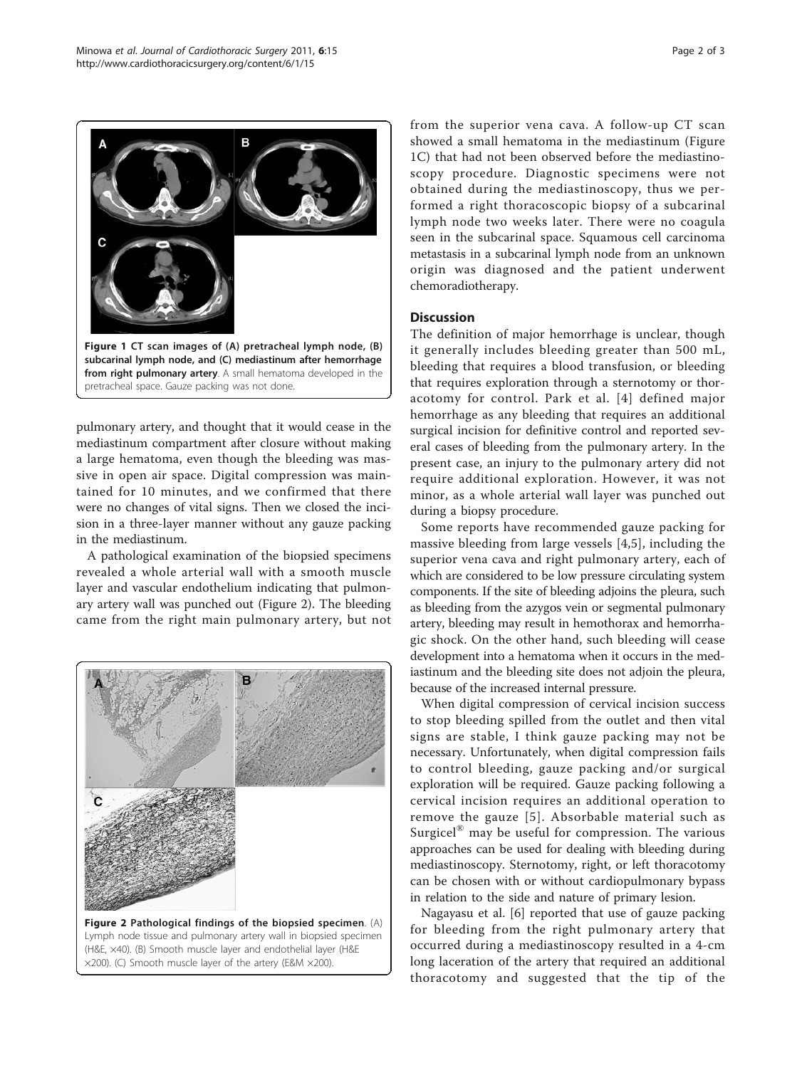Figure 1 CT scan images of (A) pretracheal lymph node, (B) subcarinal lymph node, and (C) mediastinum after hemorrhage from right pulmonary artery. A small hematoma developed in the pretracheal space. Gauze packing was not done.

pulmonary artery, and thought that it would cease in the mediastinum compartment after closure without making a large hematoma, even though the bleeding was massive in open air space. Digital compression was maintained for 10 minutes, and we confirmed that there were no changes of vital signs. Then we closed the incision in a three-layer manner without any gauze packing in the mediastinum.

A pathological examination of the biopsied specimens revealed a whole arterial wall with a smooth muscle layer and vascular endothelium indicating that pulmonary artery wall was punched out (Figure 2). The bleeding came from the right main pulmonary artery, but not from the superior vena cava. A follow-up CT scan showed a small hematoma in the mediastinum (Figure 1C) that had not been observed before the mediastinoscopy procedure. Diagnostic specimens were not obtained during the mediastinoscopy, thus we performed a right thoracoscopic biopsy of a subcarinal lymph node two weeks later. There were no coagula seen in the subcarinal space. Squamous cell carcinoma metastasis in a subcarinal lymph node from an unknown origin was diagnosed and the patient underwent chemoradiotherapy.

Figure 2 Pathological findings of the biopsied specimen. (A) Lymph node tissue and pulmonary artery wall in biopsied specimen (H&E, ×40). (B) Smooth muscle layer and endothelial layer (H&E ×200). (C) Smooth muscle layer of the artery (E&M ×200).

## Discussion

The definition of major hemorrhage is unclear, though it generally includes bleeding greater than 500 mL, bleeding that requires a blood transfusion, or bleeding that requires exploration through a sternotomy or thoracotomy for control. Park et al. [4] defined major hemorrhage as any bleeding that requires an additional surgical incision for definitive control and reported several cases of bleeding from the pulmonary artery. In the present case, an injury to the pulmonary artery did not require additional exploration. However, it was not minor, as a whole arterial wall layer was punched out during a biopsy procedure.

Some reports have recommended gauze packing for massive bleeding from large vessels [4,5], including the superior vena cava and right pulmonary artery, each of which are considered to be low pressure circulating system components. If the site of bleeding adjoins the pleura, such as bleeding from the azygos vein or segmental pulmonary artery, bleeding may result in hemothorax and hemorrhagic shock. On the other hand, such bleeding will cease development into a hematoma when it occurs in the mediastinum and the bleeding site does not adjoin the pleura, because of the increased internal pressure.

When digital compression of cervical incision success to stop bleeding spilled from the outlet and then vital signs are stable, I think gauze packing may not be necessary. Unfortunately, when digital compression fails to control bleeding, gauze packing and/or surgical exploration will be required. Gauze packing following a cervical incision requires an additional operation to remove the gauze [5]. Absorbable material such as Surgicel® may be useful for compression. The various approaches can be used for dealing with bleeding during mediastinoscopy. Sternotomy, right, or left thoracotomy can be chosen with or without cardiopulmonary bypass in relation to the side and nature of primary lesion.

Nagayasu et al. [6] reported that use of gauze packing for bleeding from the right pulmonary artery that occurred during a mediastinoscopy resulted in a 4-cm long laceration of the artery that required an additional thoracotomy and suggested that the tip of the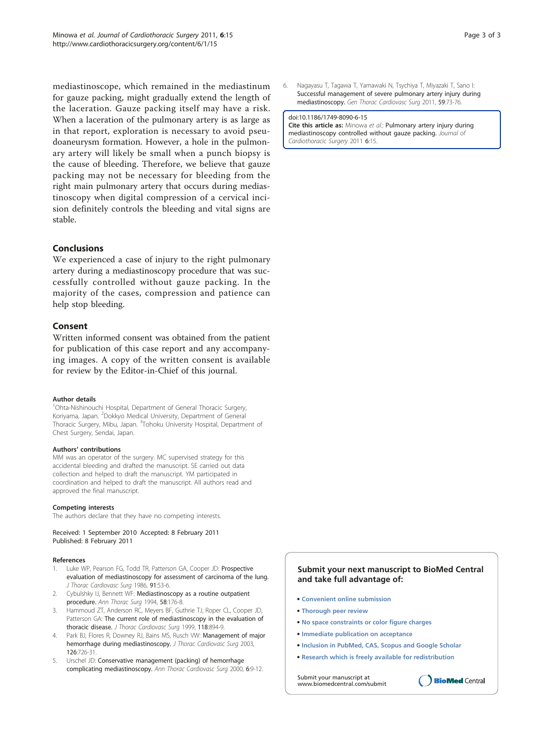mediastinoscope, which remained in the mediastinum for gauze packing, might gradually extend the length of the laceration. Gauze packing itself may have a risk. When a laceration of the pulmonary artery is as large as in that report, exploration is necessary to avoid pseudoaneurysm formation. However, a hole in the pulmonary artery will likely be small when a punch biopsy is the cause of bleeding. Therefore, we believe that gauze packing may not be necessary for bleeding from the right main pulmonary artery that occurs during mediastinoscopy when digital compression of a cervical incision definitely controls the bleeding and vital signs are stable.

## Conclusions

We experienced a case of injury to the right pulmonary artery during a mediastinoscopy procedure that was successfully controlled without gauze packing. In the majority of the cases, compression and patience can help stop bleeding.

## Consent

Written informed consent was obtained from the patient for publication of this case report and any accompanying images. A copy of the written consent is available for review by the Editor-in-Chief of this journal.

#### Author details

[1]Ohta-Nishinouchi Hospital, Department of General Thoracic Surgery, Koriyama, Japan. [2]Dokkyo Medical University, Department of General Thoracic Surgery, Mibu, Japan. [3]Tohoku University Hospital, Department of Chest Surgery, Sendai, Japan.

#### Authors' contributions

MM was an operator of the surgery. MC supervised strategy for this accidental bleeding and drafted the manuscript. SE carried out data collection and helped to draft the manuscript. YM participated in coordination and helped to draft the manuscript. All authors read and approved the final manuscript.

#### Competing interests

The authors declare that they have no competing interests.

Received: 1 September 2010 Accepted: 8 February 2011
Published: 8 February 2011

#### References

1. Luke WP, Pearson FG, Todd TR, Patterson GA, Cooper JD: **Prospective evaluation of mediastinoscopy for assessment of carcinoma of the lung.** *J Thorac Cardiovasc Surg* 1986, **91**:53-6.
2. Cybulshky IJ, Bennett WF: **Mediastinoscopy as a routine outpatient procedure.** *Ann Thorac Surg* 1994, **58**:176-8.
3. Hammoud ZT, Anderson RC, Meyers BF, Guthrie TJ, Roper CL, Cooper JD, Patterson GA: **The current role of mediastinoscopy in the evaluation of thoracic disease.** *J Thorac Cardiovasc Surg* 1999, **118**:894-9.
4. Park BJ, Flores R, Downey RJ, Bains MS, Rusch VW: **Management of major hemorrhage during mediastinoscopy.** *J Thorac Cardiovasc Surg* 2003, **126**:726-31.
5. Urschel JD: **Conservative management (packing) of hemorrhage complicating mediastinoscopy.** *Ann Thorac Cardiovasc Surg* 2000, **6**:9-12.
6. Nagayasu T, Tagawa T, Yamawaki N, Tsychiya T, Miyazaki T, Sano I: **Successful management of severe pulmonary artery injury during mediastinoscopy.** *Gen Thorac Cardiovasc Surg* 2011, **59**:73-76.

doi:10.1186/1749-8090-6-15
**Cite this article as:** Minowa *et al.*: Pulmonary artery injury during mediastinoscopy controlled without gauze packing. *Journal of Cardiothoracic Surgery* 2011 **6**:15.

**Submit your next manuscript to BioMed Central and take full advantage of:**

- Convenient online submission
- Thorough peer review
- No space constraints or color figure charges
- Immediate publication on acceptance
- Inclusion in PubMed, CAS, Scopus and Google Scholar
- Research which is freely available for redistribution

Submit your manuscript at
www.biomedcentral.com/submit

BioMed Central